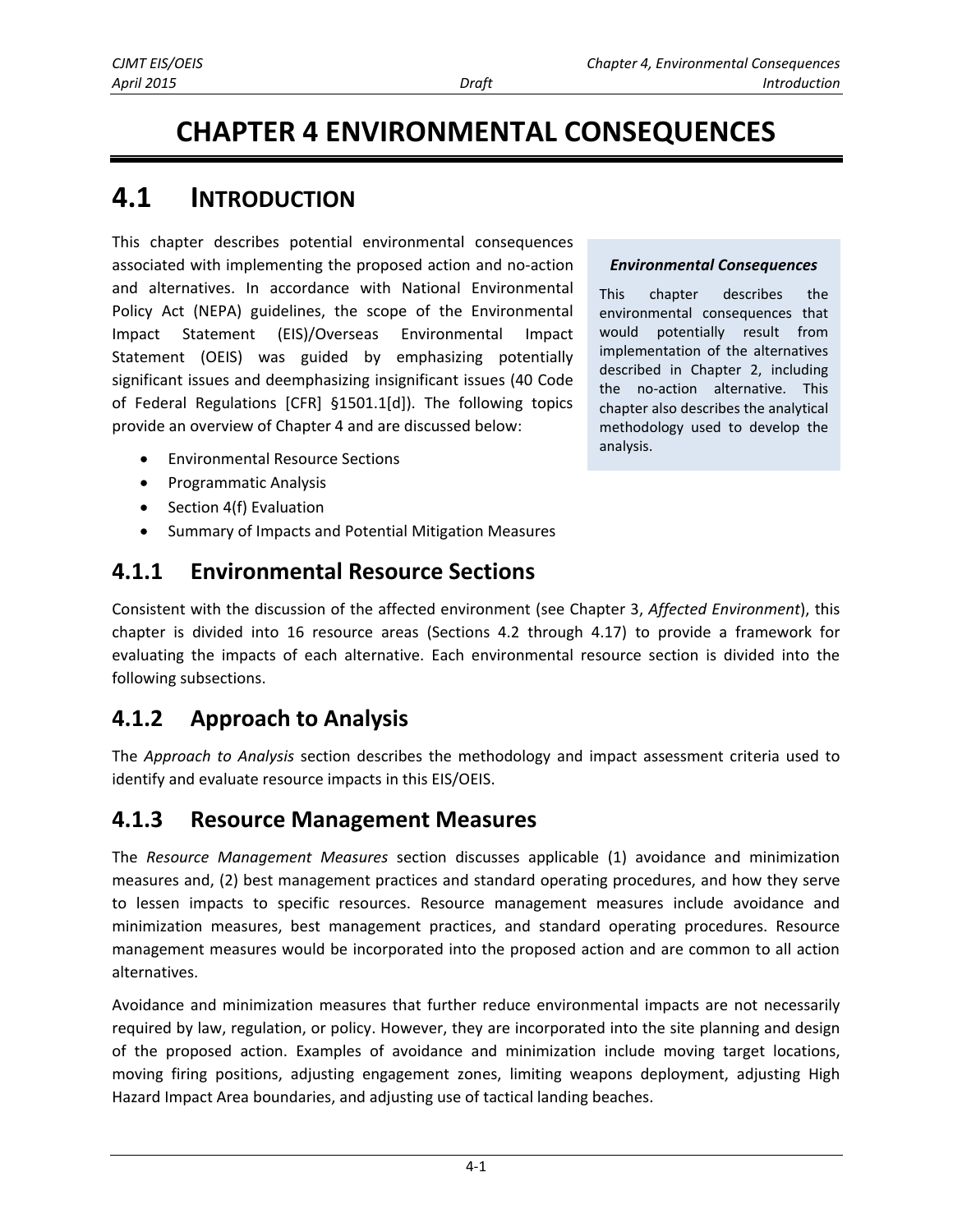# CHAPTER 4 ENVIRONMENTAL CONSEQUENCES

## 4.1 INTRODUCTION

This chapter describes potential environmental consequences associated with implementing the proposed action and no-action and alternatives. In accordance with National Environmental Policy Act (NEPA) guidelines, the scope of the Environmental Impact Statement (EIS)/Overseas Environmental Impact Statement (OEIS) was guided by emphasizing potentially significant issues and deemphasizing insignificant issues (40 Code of Federal Regulations [CFR] §1501.1[d]). The following topics provide an overview of Chapter 4 and are discussed below:

- Environmental Resource Sections
- Programmatic Analysis
- Section 4(f) Evaluation
- Summary of Impacts and Potential Mitigation Measures

> ***Environmental Consequences***
>
> This chapter describes the environmental consequences that would potentially result from implementation of the alternatives described in Chapter 2, including the no-action alternative. This chapter also describes the analytical methodology used to develop the analysis.

### 4.1.1 Environmental Resource Sections

Consistent with the discussion of the affected environment (see Chapter 3, *Affected Environment*), this chapter is divided into 16 resource areas (Sections 4.2 through 4.17) to provide a framework for evaluating the impacts of each alternative. Each environmental resource section is divided into the following subsections.

### 4.1.2 Approach to Analysis

The *Approach to Analysis* section describes the methodology and impact assessment criteria used to identify and evaluate resource impacts in this EIS/OEIS.

### 4.1.3 Resource Management Measures

The *Resource Management Measures* section discusses applicable (1) avoidance and minimization measures and, (2) best management practices and standard operating procedures, and how they serve to lessen impacts to specific resources. Resource management measures include avoidance and minimization measures, best management practices, and standard operating procedures. Resource management measures would be incorporated into the proposed action and are common to all action alternatives.

Avoidance and minimization measures that further reduce environmental impacts are not necessarily required by law, regulation, or policy. However, they are incorporated into the site planning and design of the proposed action. Examples of avoidance and minimization include moving target locations, moving firing positions, adjusting engagement zones, limiting weapons deployment, adjusting High Hazard Impact Area boundaries, and adjusting use of tactical landing beaches.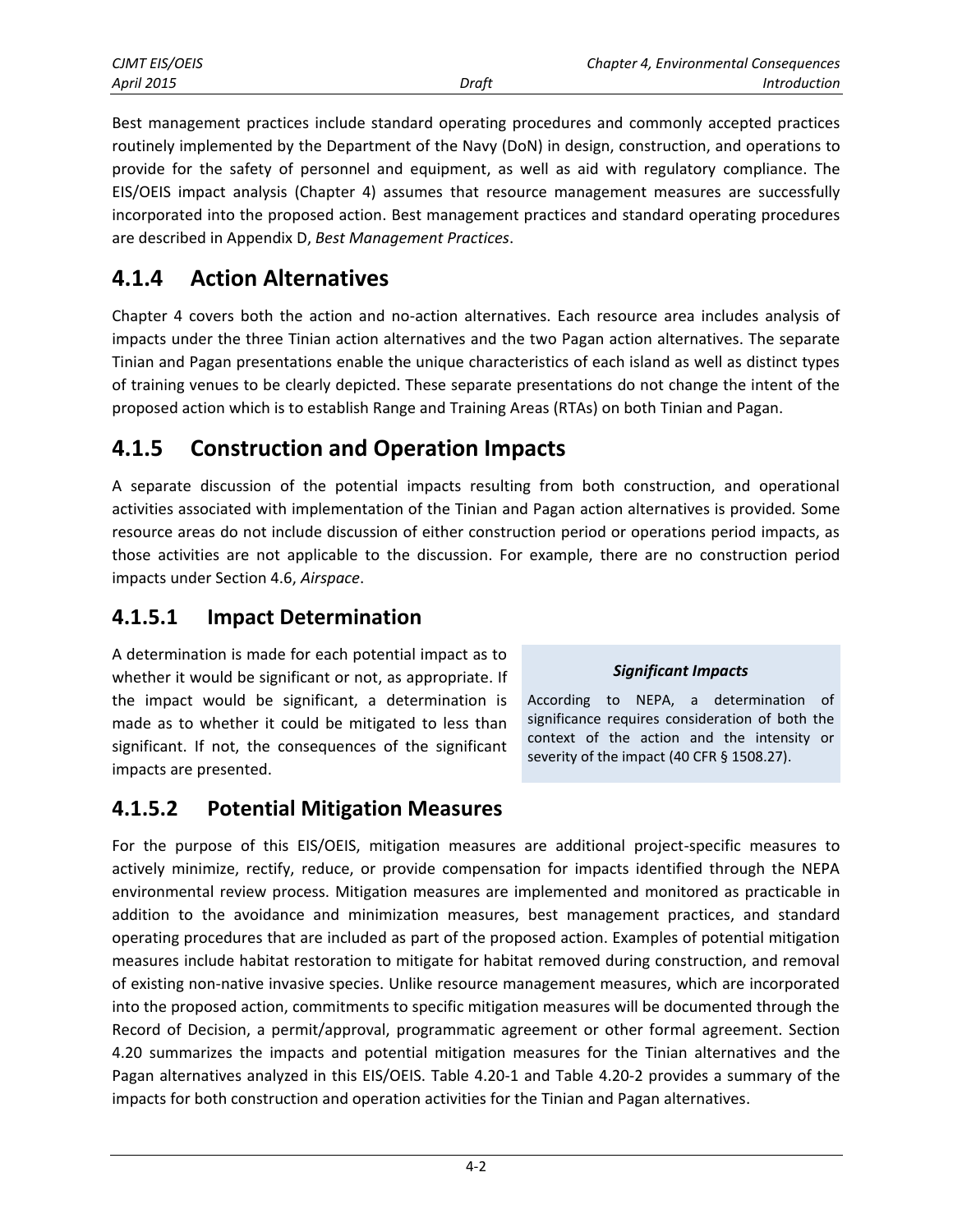Best management practices include standard operating procedures and commonly accepted practices routinely implemented by the Department of the Navy (DoN) in design, construction, and operations to provide for the safety of personnel and equipment, as well as aid with regulatory compliance. The EIS/OEIS impact analysis (Chapter 4) assumes that resource management measures are successfully incorporated into the proposed action. Best management practices and standard operating procedures are described in Appendix D, *Best Management Practices*.

## 4.1.4 Action Alternatives

Chapter 4 covers both the action and no-action alternatives. Each resource area includes analysis of impacts under the three Tinian action alternatives and the two Pagan action alternatives. The separate Tinian and Pagan presentations enable the unique characteristics of each island as well as distinct types of training venues to be clearly depicted. These separate presentations do not change the intent of the proposed action which is to establish Range and Training Areas (RTAs) on both Tinian and Pagan.

## 4.1.5 Construction and Operation Impacts

A separate discussion of the potential impacts resulting from both construction, and operational activities associated with implementation of the Tinian and Pagan action alternatives is provided. Some resource areas do not include discussion of either construction period or operations period impacts, as those activities are not applicable to the discussion. For example, there are no construction period impacts under Section 4.6, *Airspace*.

### 4.1.5.1 Impact Determination

A determination is made for each potential impact as to whether it would be significant or not, as appropriate. If the impact would be significant, a determination is made as to whether it could be mitigated to less than significant. If not, the consequences of the significant impacts are presented.

> ***Significant Impacts***
>
> According to NEPA, a determination of significance requires consideration of both the context of the action and the intensity or severity of the impact (40 CFR § 1508.27).

### 4.1.5.2 Potential Mitigation Measures

For the purpose of this EIS/OEIS, mitigation measures are additional project-specific measures to actively minimize, rectify, reduce, or provide compensation for impacts identified through the NEPA environmental review process. Mitigation measures are implemented and monitored as practicable in addition to the avoidance and minimization measures, best management practices, and standard operating procedures that are included as part of the proposed action. Examples of potential mitigation measures include habitat restoration to mitigate for habitat removed during construction, and removal of existing non-native invasive species. Unlike resource management measures, which are incorporated into the proposed action, commitments to specific mitigation measures will be documented through the Record of Decision, a permit/approval, programmatic agreement or other formal agreement. Section 4.20 summarizes the impacts and potential mitigation measures for the Tinian alternatives and the Pagan alternatives analyzed in this EIS/OEIS. Table 4.20-1 and Table 4.20-2 provides a summary of the impacts for both construction and operation activities for the Tinian and Pagan alternatives.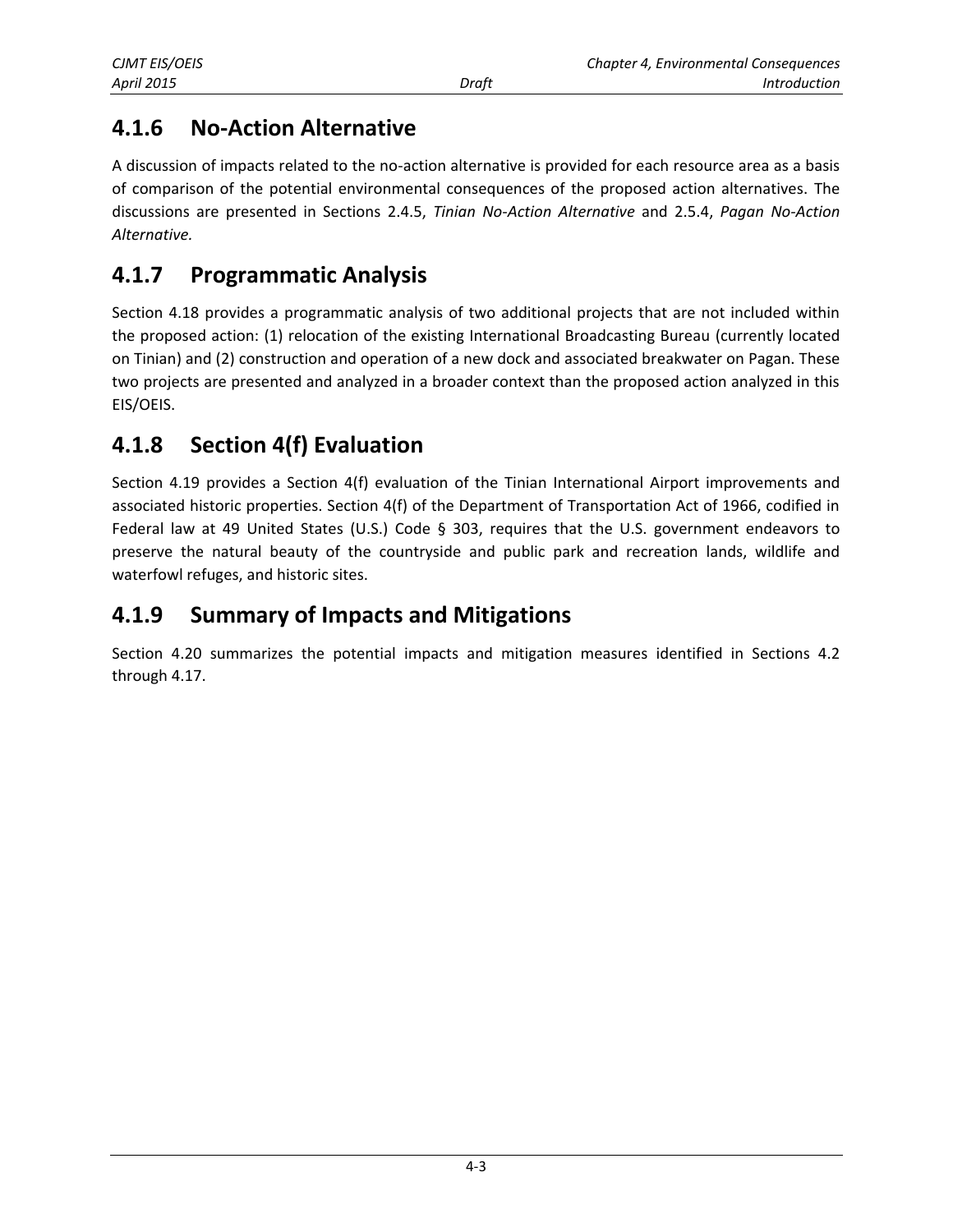## 4.1.6 No-Action Alternative

A discussion of impacts related to the no-action alternative is provided for each resource area as a basis of comparison of the potential environmental consequences of the proposed action alternatives. The discussions are presented in Sections 2.4.5, *Tinian No-Action Alternative* and 2.5.4, *Pagan No-Action Alternative.*

## 4.1.7 Programmatic Analysis

Section 4.18 provides a programmatic analysis of two additional projects that are not included within the proposed action: (1) relocation of the existing International Broadcasting Bureau (currently located on Tinian) and (2) construction and operation of a new dock and associated breakwater on Pagan. These two projects are presented and analyzed in a broader context than the proposed action analyzed in this EIS/OEIS.

## 4.1.8 Section 4(f) Evaluation

Section 4.19 provides a Section 4(f) evaluation of the Tinian International Airport improvements and associated historic properties. Section 4(f) of the Department of Transportation Act of 1966, codified in Federal law at 49 United States (U.S.) Code § 303, requires that the U.S. government endeavors to preserve the natural beauty of the countryside and public park and recreation lands, wildlife and waterfowl refuges, and historic sites.

## 4.1.9 Summary of Impacts and Mitigations

Section 4.20 summarizes the potential impacts and mitigation measures identified in Sections 4.2 through 4.17.